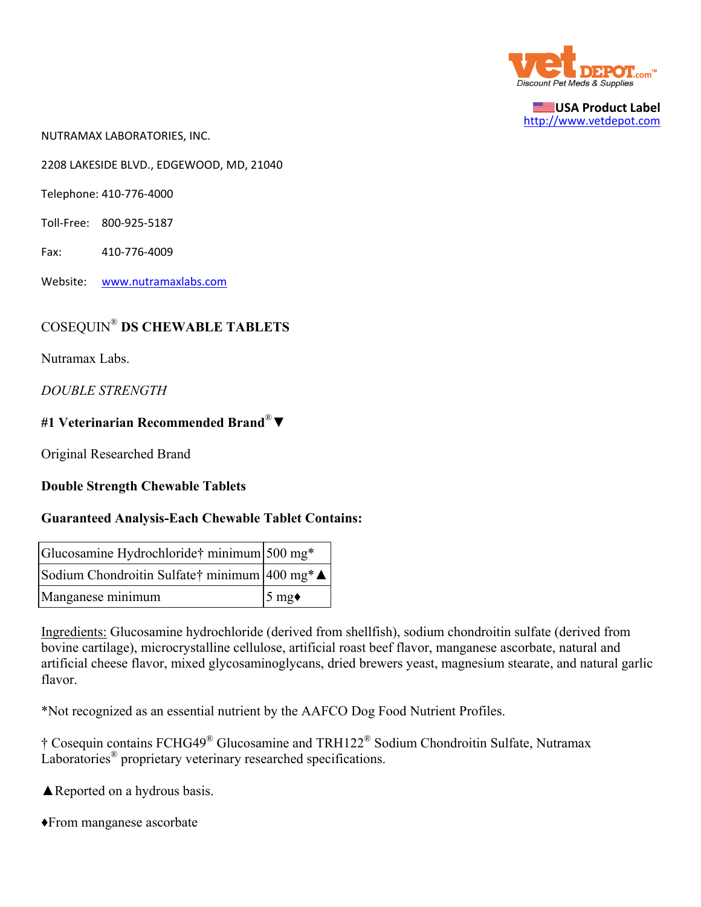vet DEPOT.com™
Discount Pet Meds & Supplies

USA Product Label
http://www.vetdepot.com

NUTRAMAX LABORATORIES, INC.

2208 LAKESIDE BLVD., EDGEWOOD, MD, 21040

Telephone: 410-776-4000

Toll-Free: 800-925-5187

Fax: 410-776-4009

Website: www.nutramaxlabs.com

COSEQUIN® **DS CHEWABLE TABLETS**

Nutramax Labs.

*DOUBLE STRENGTH*

**#1 Veterinarian Recommended Brand®▼**

Original Researched Brand

**Double Strength Chewable Tablets**

**Guaranteed Analysis-Each Chewable Tablet Contains:**

| | |
|---|---|
| Glucosamine Hydrochloride† minimum | 500 mg* |
| Sodium Chondroitin Sulfate† minimum | 400 mg*▲ |
| Manganese minimum | 5 mg♦ |

Ingredients: Glucosamine hydrochloride (derived from shellfish), sodium chondroitin sulfate (derived from bovine cartilage), microcrystalline cellulose, artificial roast beef flavor, manganese ascorbate, natural and artificial cheese flavor, mixed glycosaminoglycans, dried brewers yeast, magnesium stearate, and natural garlic flavor.

*Not recognized as an essential nutrient by the AAFCO Dog Food Nutrient Profiles.

† Cosequin contains FCHG49® Glucosamine and TRH122® Sodium Chondroitin Sulfate, Nutramax Laboratories® proprietary veterinary researched specifications.

▲Reported on a hydrous basis.

♦From manganese ascorbate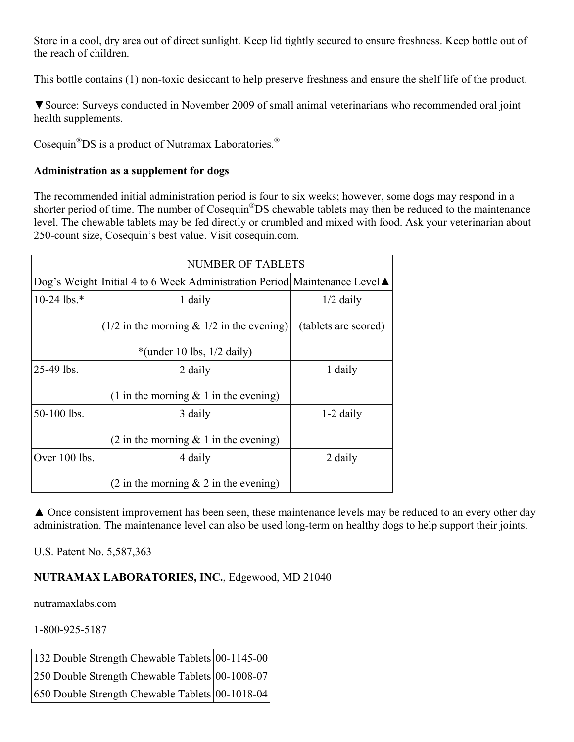Store in a cool, dry area out of direct sunlight. Keep lid tightly secured to ensure freshness. Keep bottle out of the reach of children.

This bottle contains (1) non-toxic desiccant to help preserve freshness and ensure the shelf life of the product.

▼Source: Surveys conducted in November 2009 of small animal veterinarians who recommended oral joint health supplements.

Cosequin®DS is a product of Nutramax Laboratories.®

**Administration as a supplement for dogs**

The recommended initial administration period is four to six weeks; however, some dogs may respond in a shorter period of time. The number of Cosequin®DS chewable tablets may then be reduced to the maintenance level. The chewable tablets may be fed directly or crumbled and mixed with food. Ask your veterinarian about 250-count size, Cosequin's best value. Visit cosequin.com.

| | NUMBER OF TABLETS | |
|---|---|---|
| Dog's Weight | Initial 4 to 6 Week Administration Period | Maintenance Level▲ |
| 10-24 lbs.* | 1 daily (1/2 in the morning & 1/2 in the evening) *(under 10 lbs, 1/2 daily) | 1/2 daily (tablets are scored) |
| 25-49 lbs. | 2 daily (1 in the morning & 1 in the evening) | 1 daily |
| 50-100 lbs. | 3 daily (2 in the morning & 1 in the evening) | 1-2 daily |
| Over 100 lbs. | 4 daily (2 in the morning & 2 in the evening) | 2 daily |

▲ Once consistent improvement has been seen, these maintenance levels may be reduced to an every other day administration. The maintenance level can also be used long-term on healthy dogs to help support their joints.

U.S. Patent No. 5,587,363

**NUTRAMAX LABORATORIES, INC.**, Edgewood, MD 21040

nutramaxlabs.com

1-800-925-5187

| | |
|---|---|
| 132 Double Strength Chewable Tablets | 00-1145-00 |
| 250 Double Strength Chewable Tablets | 00-1008-07 |
| 650 Double Strength Chewable Tablets | 00-1018-04 |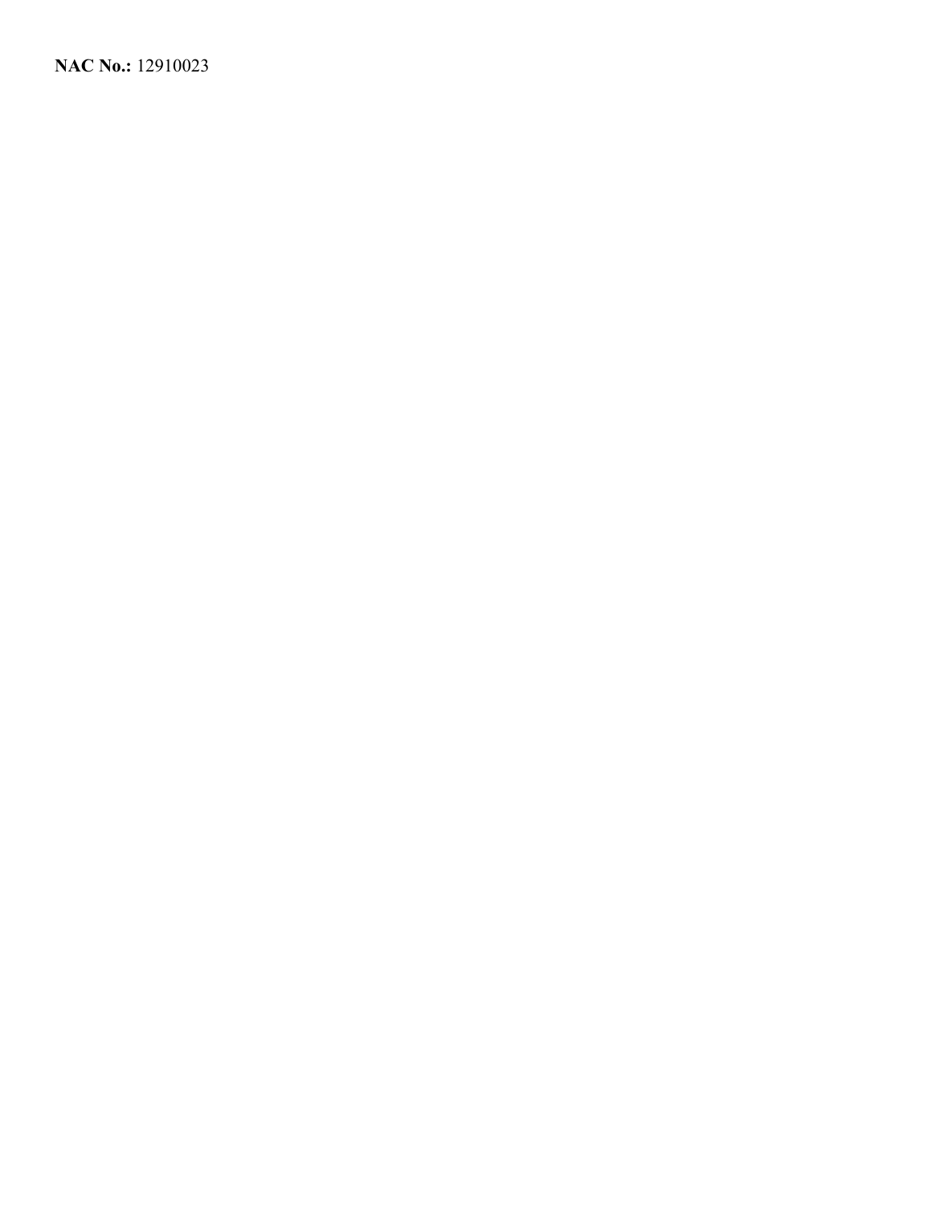**NAC No.:** 12910023